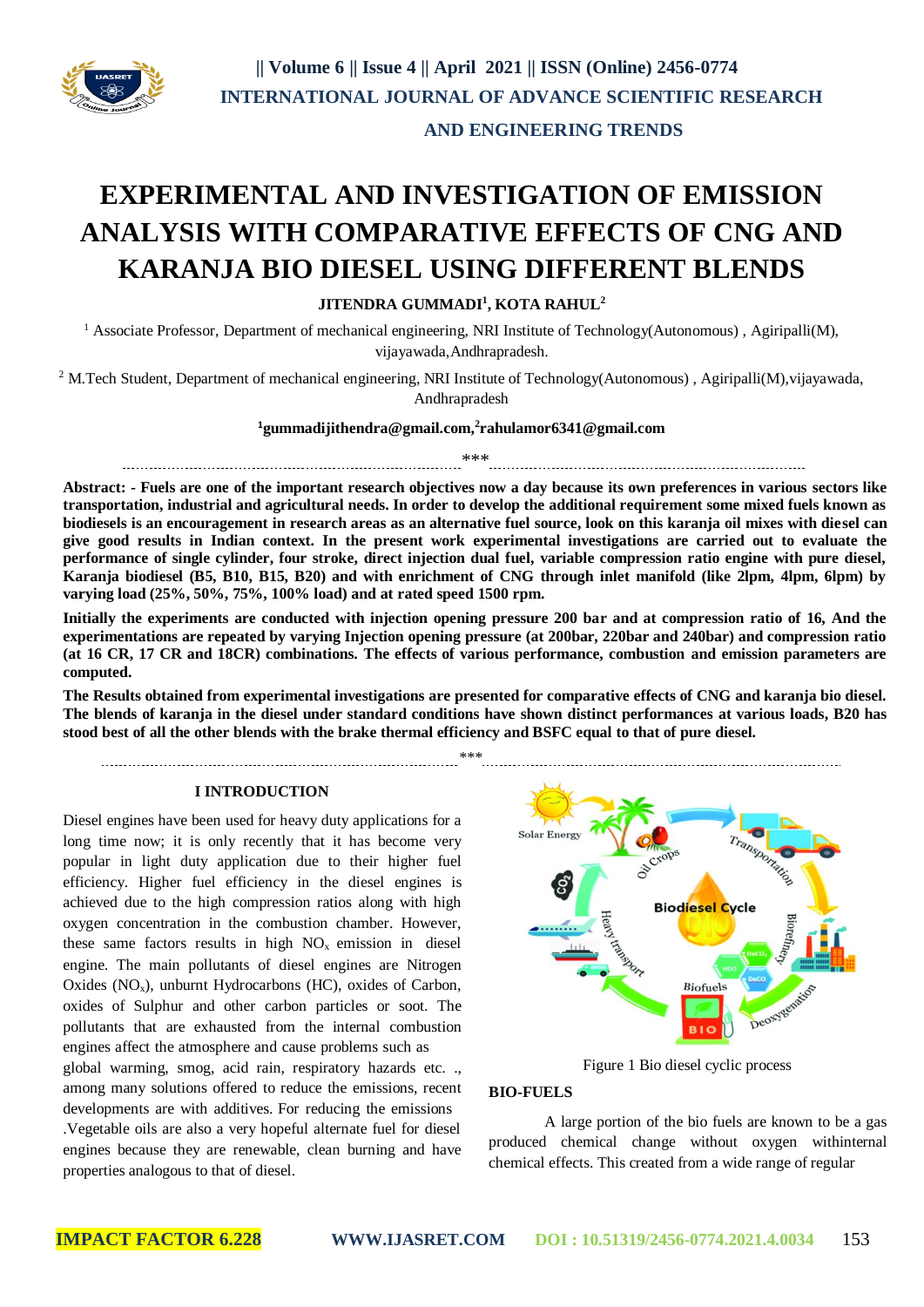# EXPERIMENTAL AND INVESTIGATION OF EMISSION ANALYSIS WITH COMPARATIVE EFFECTS OF CNG AND KARANJA BIO DIESEL USING DIFFERENT BLENDS

**JITENDRA GUMMADI[1], KOTA RAHUL[2]**

[1] Associate Professor, Department of mechanical engineering, NRI Institute of Technology(Autonomous) , Agiripalli(M), vijayawada,Andhrapradesh.

[2] M.Tech Student, Department of mechanical engineering, NRI Institute of Technology(Autonomous) , Agiripalli(M),vijayawada, Andhrapradesh

[1]gummadijithendra@gmail.com,[2]rahulamor6341@gmail.com

\*\*\*

**Abstract: - Fuels are one of the important research objectives now a day because its own preferences in various sectors like transportation, industrial and agricultural needs. In order to develop the additional requirement some mixed fuels known as biodiesels is an encouragement in research areas as an alternative fuel source, look on this karanja oil mixes with diesel can give good results in Indian context. In the present work experimental investigations are carried out to evaluate the performance of single cylinder, four stroke, direct injection dual fuel, variable compression ratio engine with pure diesel, Karanja biodiesel (B5, B10, B15, B20) and with enrichment of CNG through inlet manifold (like 2lpm, 4lpm, 6lpm) by varying load (25%, 50%, 75%, 100% load) and at rated speed 1500 rpm.**

**Initially the experiments are conducted with injection opening pressure 200 bar and at compression ratio of 16, And the experimentations are repeated by varying Injection opening pressure (at 200bar, 220bar and 240bar) and compression ratio (at 16 CR, 17 CR and 18CR) combinations. The effects of various performance, combustion and emission parameters are computed.**

**The Results obtained from experimental investigations are presented for comparative effects of CNG and karanja bio diesel. The blends of karanja in the diesel under standard conditions have shown distinct performances at various loads, B20 has stood best of all the other blends with the brake thermal efficiency and BSFC equal to that of pure diesel.**

\*\*\*

## I INTRODUCTION

Diesel engines have been used for heavy duty applications for a long time now; it is only recently that it has become very popular in light duty application due to their higher fuel efficiency. Higher fuel efficiency in the diesel engines is achieved due to the high compression ratios along with high oxygen concentration in the combustion chamber. However, these same factors results in high $NO_x$ emission in diesel engine. The main pollutants of diesel engines are Nitrogen Oxides ($NO_x$), unburnt Hydrocarbons (HC), oxides of Carbon, oxides of Sulphur and other carbon particles or soot. The pollutants that are exhausted from the internal combustion engines affect the atmosphere and cause problems such as global warming, smog, acid rain, respiratory hazards etc. ., among many solutions offered to reduce the emissions, recent developments are with additives. For reducing the emissions .Vegetable oils are also a very hopeful alternate fuel for diesel engines because they are renewable, clean burning and have properties analogous to that of diesel.

Figure 1 Bio diesel cyclic process

### BIO-FUELS

A large portion of the bio fuels are known to be a gas produced chemical change without oxygen withinternal chemical effects. This created from a wide range of regular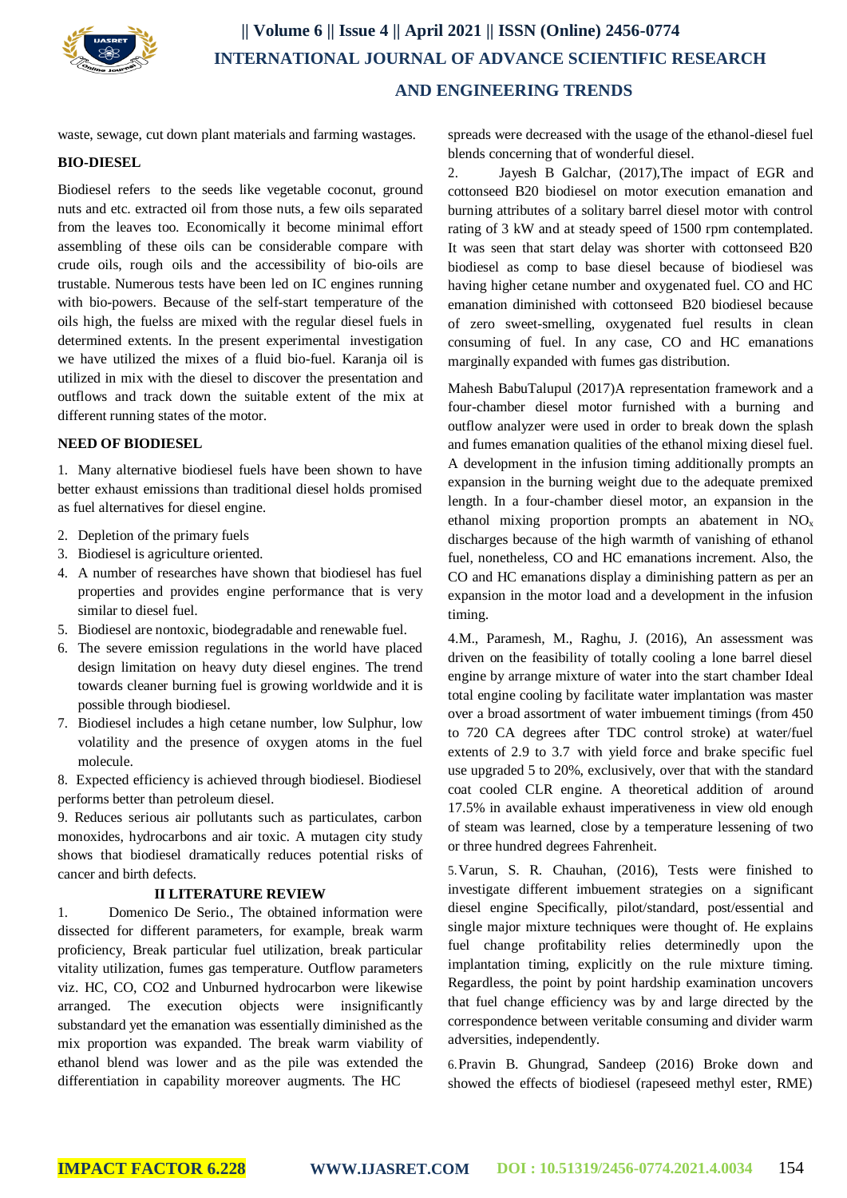waste, sewage, cut down plant materials and farming wastages.

## BIO-DIESEL

Biodiesel refers to the seeds like vegetable coconut, ground nuts and etc. extracted oil from those nuts, a few oils separated from the leaves too. Economically it become minimal effort assembling of these oils can be considerable compare with crude oils, rough oils and the accessibility of bio-oils are trustable. Numerous tests have been led on IC engines running with bio-powers. Because of the self-start temperature of the oils high, the fuelss are mixed with the regular diesel fuels in determined extents. In the present experimental investigation we have utilized the mixes of a fluid bio-fuel. Karanja oil is utilized in mix with the diesel to discover the presentation and outflows and track down the suitable extent of the mix at different running states of the motor.

## NEED OF BIODIESEL

1. Many alternative biodiesel fuels have been shown to have better exhaust emissions than traditional diesel holds promised as fuel alternatives for diesel engine.
2. Depletion of the primary fuels
3. Biodiesel is agriculture oriented.
4. A number of researches have shown that biodiesel has fuel properties and provides engine performance that is very similar to diesel fuel.
5. Biodiesel are nontoxic, biodegradable and renewable fuel.
6. The severe emission regulations in the world have placed design limitation on heavy duty diesel engines. The trend towards cleaner burning fuel is growing worldwide and it is possible through biodiesel.
7. Biodiesel includes a high cetane number, low Sulphur, low volatility and the presence of oxygen atoms in the fuel molecule.
8. Expected efficiency is achieved through biodiesel. Biodiesel performs better than petroleum diesel.
9. Reduces serious air pollutants such as particulates, carbon monoxides, hydrocarbons and air toxic. A mutagen city study shows that biodiesel dramatically reduces potential risks of cancer and birth defects.

## II LITERATURE REVIEW

1. Domenico De Serio., The obtained information were dissected for different parameters, for example, break warm proficiency, Break particular fuel utilization, break particular vitality utilization, fumes gas temperature. Outflow parameters viz. HC, CO, CO2 and Unburned hydrocarbon were likewise arranged. The execution objects were insignificantly substandard yet the emanation was essentially diminished as the mix proportion was expanded. The break warm viability of ethanol blend was lower and as the pile was extended the differentiation in capability moreover augments. The HC spreads were decreased with the usage of the ethanol-diesel fuel blends concerning that of wonderful diesel.

2. Jayesh B Galchar, (2017),The impact of EGR and cottonseed B20 biodiesel on motor execution emanation and burning attributes of a solitary barrel diesel motor with control rating of 3 kW and at steady speed of 1500 rpm contemplated. It was seen that start delay was shorter with cottonseed B20 biodiesel as comp to base diesel because of biodiesel was having higher cetane number and oxygenated fuel. CO and HC emanation diminished with cottonseed B20 biodiesel because of zero sweet-smelling, oxygenated fuel results in clean consuming of fuel. In any case, CO and HC emanations marginally expanded with fumes gas distribution.

Mahesh BabuTalupul (2017)A representation framework and a four-chamber diesel motor furnished with a burning and outflow analyzer were used in order to break down the splash and fumes emanation qualities of the ethanol mixing diesel fuel. A development in the infusion timing additionally prompts an expansion in the burning weight due to the adequate premixed length. In a four-chamber diesel motor, an expansion in the ethanol mixing proportion prompts an abatement in $NO_x$ discharges because of the high warmth of vanishing of ethanol fuel, nonetheless, CO and HC emanations increment. Also, the CO and HC emanations display a diminishing pattern as per an expansion in the motor load and a development in the infusion timing.

4.M., Paramesh, M., Raghu, J. (2016), An assessment was driven on the feasibility of totally cooling a lone barrel diesel engine by arrange mixture of water into the start chamber Ideal total engine cooling by facilitate water implantation was master over a broad assortment of water imbuement timings (from 450 to 720 CA degrees after TDC control stroke) at water/fuel extents of 2.9 to 3.7 with yield force and brake specific fuel use upgraded 5 to 20%, exclusively, over that with the standard coat cooled CLR engine. A theoretical addition of around 17.5% in available exhaust imperativeness in view old enough of steam was learned, close by a temperature lessening of two or three hundred degrees Fahrenheit.

5. Varun, S. R. Chauhan, (2016), Tests were finished to investigate different imbuement strategies on a significant diesel engine Specifically, pilot/standard, post/essential and single major mixture techniques were thought of. He explains fuel change profitability relies determinedly upon the implantation timing, explicitly on the rule mixture timing. Regardless, the point by point hardship examination uncovers that fuel change efficiency was by and large directed by the correspondence between veritable consuming and divider warm adversities, independently.

6. Pravin B. Ghungrad, Sandeep (2016) Broke down and showed the effects of biodiesel (rapeseed methyl ester, RME)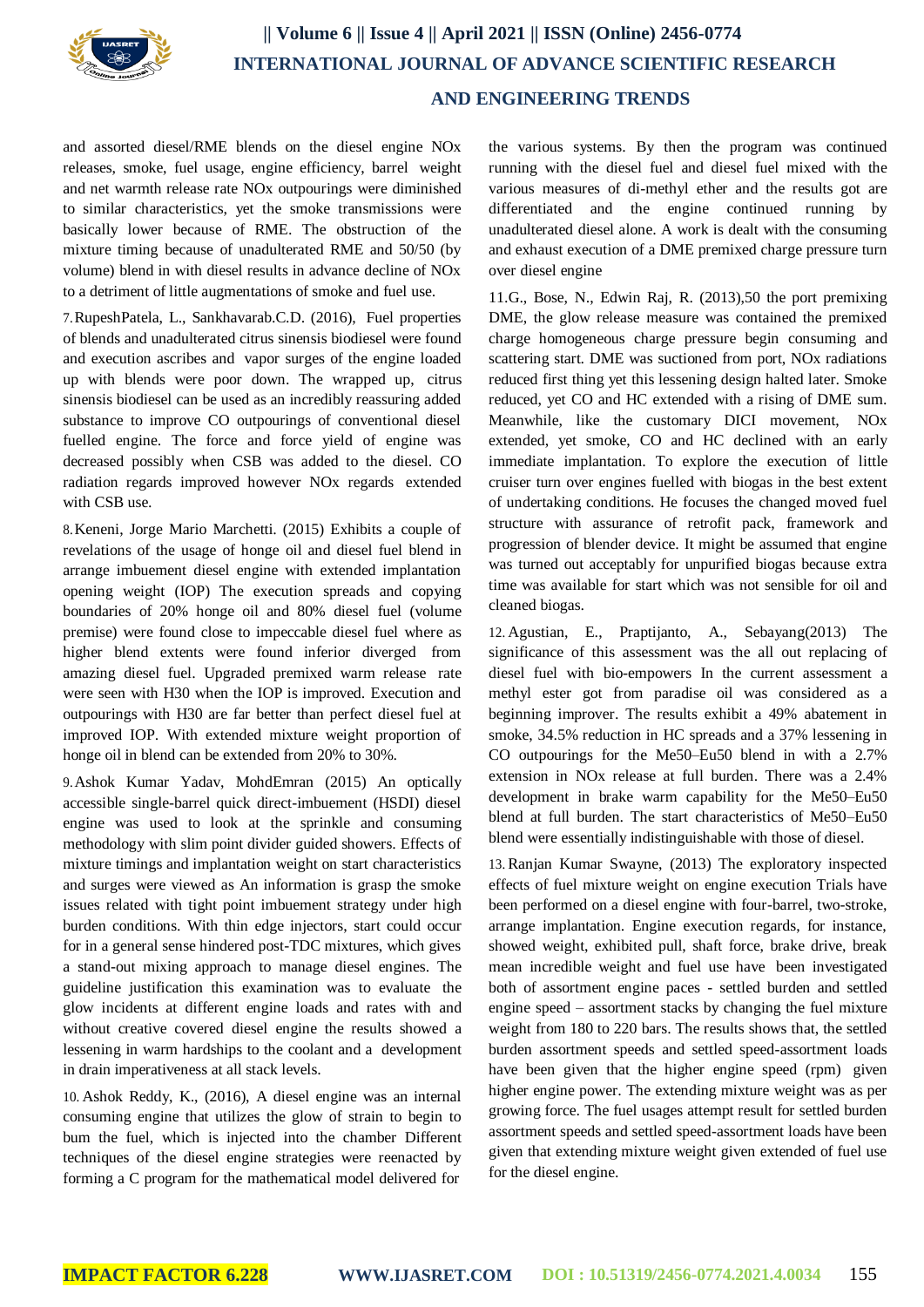and assorted diesel/RME blends on the diesel engine NOx releases, smoke, fuel usage, engine efficiency, barrel weight and net warmth release rate NOx outpourings were diminished to similar characteristics, yet the smoke transmissions were basically lower because of RME. The obstruction of the mixture timing because of unadulterated RME and 50/50 (by volume) blend in with diesel results in advance decline of NOx to a detriment of little augmentations of smoke and fuel use.

7. RupeshPatela, L., Sankhavarab.C.D. (2016), Fuel properties of blends and unadulterated citrus sinensis biodiesel were found and execution ascribes and vapor surges of the engine loaded up with blends were poor down. The wrapped up, citrus sinensis biodiesel can be used as an incredibly reassuring added substance to improve CO outpourings of conventional diesel fuelled engine. The force and force yield of engine was decreased possibly when CSB was added to the diesel. CO radiation regards improved however NOx regards extended with CSB use.

8. Keneni, Jorge Mario Marchetti. (2015) Exhibits a couple of revelations of the usage of honge oil and diesel fuel blend in arrange imbuement diesel engine with extended implantation opening weight (IOP) The execution spreads and copying boundaries of 20% honge oil and 80% diesel fuel (volume premise) were found close to impeccable diesel fuel where as higher blend extents were found inferior diverged from amazing diesel fuel. Upgraded premixed warm release rate were seen with H30 when the IOP is improved. Execution and outpourings with H30 are far better than perfect diesel fuel at improved IOP. With extended mixture weight proportion of honge oil in blend can be extended from 20% to 30%.

9. Ashok Kumar Yadav, MohdEmran (2015) An optically accessible single-barrel quick direct-imbuement (HSDI) diesel engine was used to look at the sprinkle and consuming methodology with slim point divider guided showers. Effects of mixture timings and implantation weight on start characteristics and surges were viewed as An information is grasp the smoke issues related with tight point imbuement strategy under high burden conditions. With thin edge injectors, start could occur for in a general sense hindered post-TDC mixtures, which gives a stand-out mixing approach to manage diesel engines. The guideline justification this examination was to evaluate the glow incidents at different engine loads and rates with and without creative covered diesel engine the results showed a lessening in warm hardships to the coolant and a development in drain imperativeness at all stack levels.

10. Ashok Reddy, K., (2016), A diesel engine was an internal consuming engine that utilizes the glow of strain to begin to bum the fuel, which is injected into the chamber Different techniques of the diesel engine strategies were reenacted by forming a C program for the mathematical model delivered for the various systems. By then the program was continued running with the diesel fuel and diesel fuel mixed with the various measures of di-methyl ether and the results got are differentiated and the engine continued running by unadulterated diesel alone. A work is dealt with the consuming and exhaust execution of a DME premixed charge pressure turn over diesel engine

11. G., Bose, N., Edwin Raj, R. (2013),50 the port premixing DME, the glow release measure was contained the premixed charge homogeneous charge pressure begin consuming and scattering start. DME was suctioned from port, NOx radiations reduced first thing yet this lessening design halted later. Smoke reduced, yet CO and HC extended with a rising of DME sum. Meanwhile, like the customary DICI movement, NOx extended, yet smoke, CO and HC declined with an early immediate implantation. To explore the execution of little cruiser turn over engines fuelled with biogas in the best extent of undertaking conditions. He focuses the changed moved fuel structure with assurance of retrofit pack, framework and progression of blender device. It might be assumed that engine was turned out acceptably for unpurified biogas because extra time was available for start which was not sensible for oil and cleaned biogas.

12. Agustian, E., Praptijanto, A., Sebayang(2013) The significance of this assessment was the all out replacing of diesel fuel with bio-empowers In the current assessment a methyl ester got from paradise oil was considered as a beginning improver. The results exhibit a 49% abatement in smoke, 34.5% reduction in HC spreads and a 37% lessening in CO outpourings for the Me50–Eu50 blend in with a 2.7% extension in NOx release at full burden. There was a 2.4% development in brake warm capability for the Me50–Eu50 blend at full burden. The start characteristics of Me50–Eu50 blend were essentially indistinguishable with those of diesel.

13. Ranjan Kumar Swayne, (2013) The exploratory inspected effects of fuel mixture weight on engine execution Trials have been performed on a diesel engine with four-barrel, two-stroke, arrange implantation. Engine execution regards, for instance, showed weight, exhibited pull, shaft force, brake drive, break mean incredible weight and fuel use have been investigated both of assortment engine paces - settled burden and settled engine speed – assortment stacks by changing the fuel mixture weight from 180 to 220 bars. The results shows that, the settled burden assortment speeds and settled speed-assortment loads have been given that the higher engine speed (rpm) given higher engine power. The extending mixture weight was as per growing force. The fuel usages attempt result for settled burden assortment speeds and settled speed-assortment loads have been given that extending mixture weight given extended of fuel use for the diesel engine.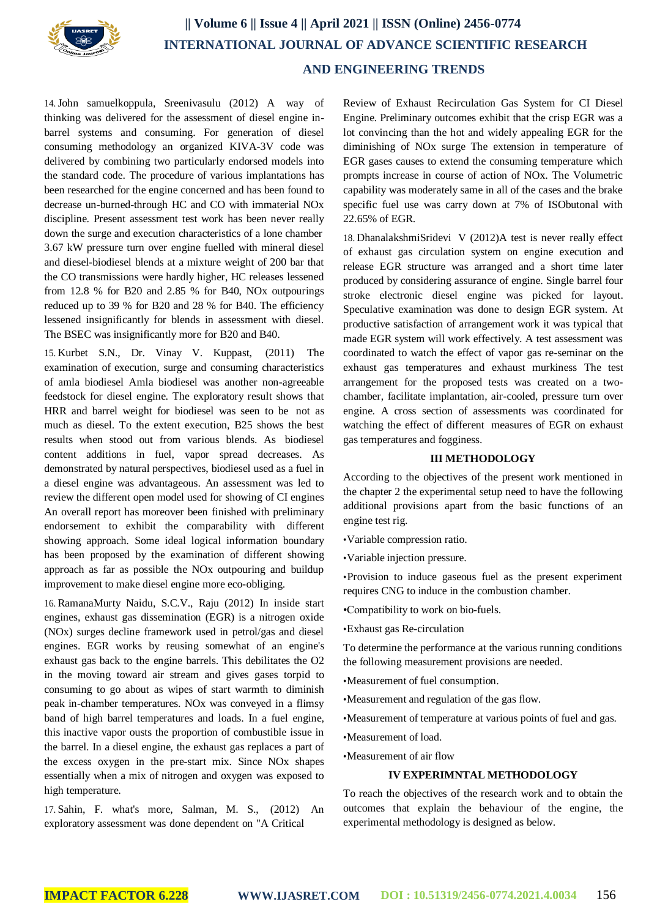14. John samuelkoppula, Sreenivasulu (2012) A way of thinking was delivered for the assessment of diesel engine in-barrel systems and consuming. For generation of diesel consuming methodology an organized KIVA-3V code was delivered by combining two particularly endorsed models into the standard code. The procedure of various implantations has been researched for the engine concerned and has been found to decrease un-burned-through HC and CO with immaterial NOx discipline. Present assessment test work has been never really down the surge and execution characteristics of a lone chamber 3.67 kW pressure turn over engine fuelled with mineral diesel and diesel-biodiesel blends at a mixture weight of 200 bar that the CO transmissions were hardly higher, HC releases lessened from 12.8 % for B20 and 2.85 % for B40, NOx outpourings reduced up to 39 % for B20 and 28 % for B40. The efficiency lessened insignificantly for blends in assessment with diesel. The BSEC was insignificantly more for B20 and B40.

15. Kurbet S.N., Dr. Vinay V. Kuppast, (2011) The examination of execution, surge and consuming characteristics of amla biodiesel Amla biodiesel was another non-agreeable feedstock for diesel engine. The exploratory result shows that HRR and barrel weight for biodiesel was seen to be not as much as diesel. To the extent execution, B25 shows the best results when stood out from various blends. As biodiesel content additions in fuel, vapor spread decreases. As demonstrated by natural perspectives, biodiesel used as a fuel in a diesel engine was advantageous. An assessment was led to review the different open model used for showing of CI engines An overall report has moreover been finished with preliminary endorsement to exhibit the comparability with different showing approach. Some ideal logical information boundary has been proposed by the examination of different showing approach as far as possible the NOx outpouring and buildup improvement to make diesel engine more eco-obliging.

16. RamanaMurty Naidu, S.C.V., Raju (2012) In inside start engines, exhaust gas dissemination (EGR) is a nitrogen oxide (NOx) surges decline framework used in petrol/gas and diesel engines. EGR works by reusing somewhat of an engine's exhaust gas back to the engine barrels. This debilitates the O2 in the moving toward air stream and gives gases torpid to consuming to go about as wipes of start warmth to diminish peak in-chamber temperatures. NOx was conveyed in a flimsy band of high barrel temperatures and loads. In a fuel engine, this inactive vapor ousts the proportion of combustible issue in the barrel. In a diesel engine, the exhaust gas replaces a part of the excess oxygen in the pre-start mix. Since NOx shapes essentially when a mix of nitrogen and oxygen was exposed to high temperature.

17. Sahin, F. what's more, Salman, M. S., (2012) An exploratory assessment was done dependent on "A Critical Review of Exhaust Recirculation Gas System for CI Diesel Engine. Preliminary outcomes exhibit that the crisp EGR was a lot convincing than the hot and widely appealing EGR for the diminishing of NOx surge The extension in temperature of EGR gases causes to extend the consuming temperature which prompts increase in course of action of NOx. The Volumetric capability was moderately same in all of the cases and the brake specific fuel use was carry down at 7% of ISObutonal with 22.65% of EGR.

18. DhanalakshmiSridevi V (2012)A test is never really effect of exhaust gas circulation system on engine execution and release EGR structure was arranged and a short time later produced by considering assurance of engine. Single barrel four stroke electronic diesel engine was picked for layout. Speculative examination was done to design EGR system. At productive satisfaction of arrangement work it was typical that made EGR system will work effectively. A test assessment was coordinated to watch the effect of vapor gas re-seminar on the exhaust gas temperatures and exhaust murkiness The test arrangement for the proposed tests was created on a two-chamber, facilitate implantation, air-cooled, pressure turn over engine. A cross section of assessments was coordinated for watching the effect of different measures of EGR on exhaust gas temperatures and fogginess.

## III METHODOLOGY

According to the objectives of the present work mentioned in the chapter 2 the experimental setup need to have the following additional provisions apart from the basic functions of an engine test rig.

- Variable compression ratio.
- Variable injection pressure.
- Provision to induce gaseous fuel as the present experiment requires CNG to induce in the combustion chamber.
- Compatibility to work on bio-fuels.
- Exhaust gas Re-circulation

To determine the performance at the various running conditions the following measurement provisions are needed.

- Measurement of fuel consumption.
- Measurement and regulation of the gas flow.
- Measurement of temperature at various points of fuel and gas.
- Measurement of load.
- Measurement of air flow

## IV EXPERIMNTAL METHODOLOGY

To reach the objectives of the research work and to obtain the outcomes that explain the behaviour of the engine, the experimental methodology is designed as below.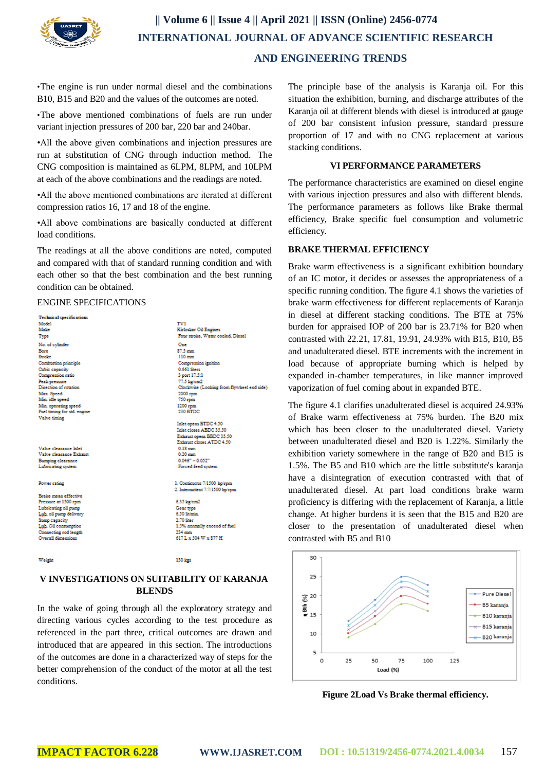•The engine is run under normal diesel and the combinations B10, B15 and B20 and the values of the outcomes are noted.

•The above mentioned combinations of fuels are run under variant injection pressures of 200 bar, 220 bar and 240bar.

•All the above given combinations and injection pressures are run at substitution of CNG through induction method. The CNG composition is maintained as 6LPM, 8LPM, and 10LPM at each of the above combinations and the readings are noted.

•All the above mentioned combinations are iterated at different compression ratios 16, 17 and 18 of the engine.

•All above combinations are basically conducted at different load conditions.

The readings at all the above conditions are noted, computed and compared with that of standard running condition and with each other so that the best combination and the best running condition can be obtained.

ENGINE SPECIFICATIONS

| Technical specifications | |
|---|---|
| Model | TV1 |
| Make | Kirloskar Oil Engines |
| Type | Four stroke, Water cooled, Diesel |
| No. of cylinder | One |
| Bore | 87.5 mm |
| Stroke | 110 mm |
| Combustion principle | Compression ignition |
| Cubic capacity | 0.661 liters |
| Compression ratio | 3 port 17.5:1 |
| Peak pressure | 77.5 kg/cm2 |
| Direction of rotation | Clockwise (Looking from flywheel end side) |
| Max. Speed | 2000 rpm |
| Min. idle speed | 750 rpm |
| Min. operating speed | 1200 rpm |
| Fuel timing for std. engine | 230 BTDC |
| Valve timing | Inlet opens BTDC 4.50<br>Inlet closes ABDC 35.50<br>Exhaust opens BBDC 35.50<br>Exhaust closes ATDC 4.50 |
| Valve clearance Inlet | 0.18 mm |
| Valve clearance Exhaust | 0.20 mm |
| Bumping clearance | 0.046" – 0.052" |
| Lubricating system | Forced feed system |
| Power rating | 1. Continuous 7/1500 hp/rpm<br>2. Intermittent 7.7/1500 hp/rpm |
| Brake mean effective Pressure at 1500 rpm | 6.35 kg/cm2 |
| Lubricating oil pump | Gear type |
| Lub. oil pump delivery | 6.50 lit/min. |
| Sump capacity | 2.70 liter |
| Lub. Oil consumption | 1.5% normally exceed of fuel |
| Connecting rod length | 234 mm |
| Overall dimensions | 617 L x 504 W x 877 H |
| Weight | 130 kgs |

## V INVESTIGATIONS ON SUITABILITY OF KARANJA BLENDS

In the wake of going through all the exploratory strategy and directing various cycles according to the test procedure as referenced in the part three, critical outcomes are drawn and introduced that are appeared in this section. The introductions of the outcomes are done in a characterized way of steps for the better comprehension of the conduct of the motor at all the test conditions.

The principle base of the analysis is Karanja oil. For this situation the exhibition, burning, and discharge attributes of the Karanja oil at different blends with diesel is introduced at gauge of 200 bar consistent infusion pressure, standard pressure proportion of 17 and with no CNG replacement at various stacking conditions.

## VI PERFORMANCE PARAMETERS

The performance characteristics are examined on diesel engine with various injection pressures and also with different blends. The performance parameters as follows like Brake thermal efficiency, Brake specific fuel consumption and volumetric efficiency.

### BRAKE THERMAL EFFICIENCY

Brake warm effectiveness is a significant exhibition boundary of an IC motor, it decides or assesses the appropriateness of a specific running condition. The figure 4.1 shows the varieties of brake warm effectiveness for different replacements of Karanja in diesel at different stacking conditions. The BTE at 75% burden for appraised IOP of 200 bar is 23.71% for B20 when contrasted with 22.21, 17.81, 19.91, 24.93% with B15, B10, B5 and unadulterated diesel. BTE increments with the increment in load because of appropriate burning which is helped by expanded in-chamber temperatures, in like manner improved vaporization of fuel coming about in expanded BTE.

The figure 4.1 clarifies unadulterated diesel is acquired 24.93% of Brake warm effectiveness at 75% burden. The B20 mix which has been closer to the unadulterated diesel. Variety between unadulterated diesel and B20 is 1.22%. Similarly the exhibition variety somewhere in the range of B20 and B15 is 1.5%. The B5 and B10 which are the little substitute's karanja have a disintegration of execution contrasted with that of unadulterated diesel. At part load conditions brake warm proficiency is differing with the replacement of Karanja, a little change. At higher burdens it is seen that the B15 and B20 are closer to the presentation of unadulterated diesel when contrasted with B5 and B10

**Figure 2Load Vs Brake thermal efficiency.**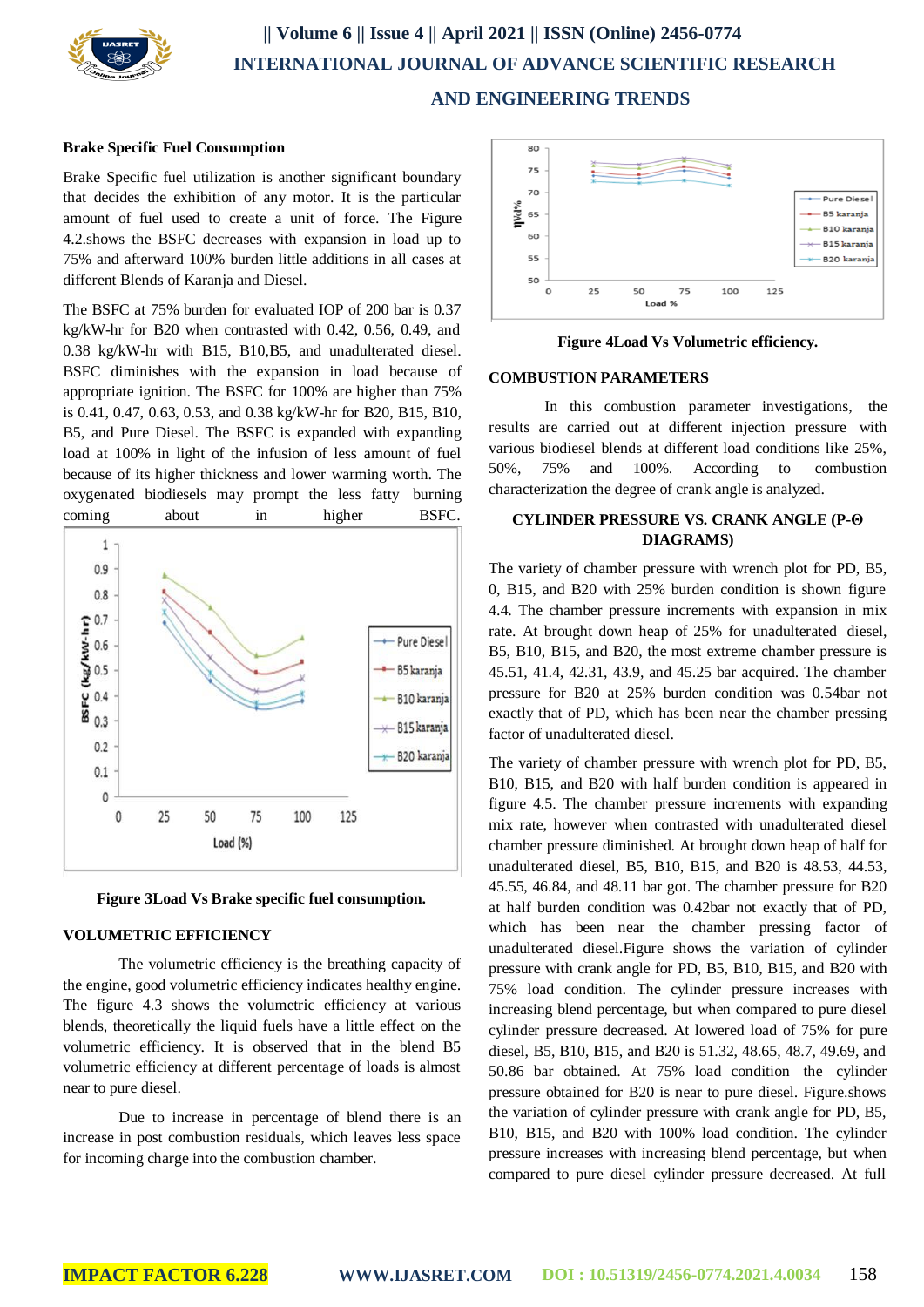### Brake Specific Fuel Consumption

Brake Specific fuel utilization is another significant boundary that decides the exhibition of any motor. It is the particular amount of fuel used to create a unit of force. The Figure 4.2.shows the BSFC decreases with expansion in load up to 75% and afterward 100% burden little additions in all cases at different Blends of Karanja and Diesel.

The BSFC at 75% burden for evaluated IOP of 200 bar is 0.37 kg/kW-hr for B20 when contrasted with 0.42, 0.56, 0.49, and 0.38 kg/kW-hr with B15, B10,B5, and unadulterated diesel. BSFC diminishes with the expansion in load because of appropriate ignition. The BSFC for 100% are higher than 75% is 0.41, 0.47, 0.63, 0.53, and 0.38 kg/kW-hr for B20, B15, B10, B5, and Pure Diesel. The BSFC is expanded with expanding load at 100% in light of the infusion of less amount of fuel because of its higher thickness and lower warming worth. The oxygenated biodiesels may prompt the less fatty burning coming about in higher BSFC.

Figure 3Load Vs Brake specific fuel consumption.

### VOLUMETRIC EFFICIENCY

The volumetric efficiency is the breathing capacity of the engine, good volumetric efficiency indicates healthy engine. The figure 4.3 shows the volumetric efficiency at various blends, theoretically the liquid fuels have a little effect on the volumetric efficiency. It is observed that in the blend B5 volumetric efficiency at different percentage of loads is almost near to pure diesel.

Due to increase in percentage of blend there is an increase in post combustion residuals, which leaves less space for incoming charge into the combustion chamber.

Figure 4Load Vs Volumetric efficiency.

### COMBUSTION PARAMETERS

In this combustion parameter investigations, the results are carried out at different injection pressure with various biodiesel blends at different load conditions like 25%, 50%, 75% and 100%. According to combustion characterization the degree of crank angle is analyzed.

### CYLINDER PRESSURE VS. CRANK ANGLE (P-Θ DIAGRAMS)

The variety of chamber pressure with wrench plot for PD, B5, 0, B15, and B20 with 25% burden condition is shown figure 4.4. The chamber pressure increments with expansion in mix rate. At brought down heap of 25% for unadulterated diesel, B5, B10, B15, and B20, the most extreme chamber pressure is 45.51, 41.4, 42.31, 43.9, and 45.25 bar acquired. The chamber pressure for B20 at 25% burden condition was 0.54bar not exactly that of PD, which has been near the chamber pressing factor of unadulterated diesel.

The variety of chamber pressure with wrench plot for PD, B5, B10, B15, and B20 with half burden condition is appeared in figure 4.5. The chamber pressure increments with expanding mix rate, however when contrasted with unadulterated diesel chamber pressure diminished. At brought down heap of half for unadulterated diesel, B5, B10, B15, and B20 is 48.53, 44.53, 45.55, 46.84, and 48.11 bar got. The chamber pressure for B20 at half burden condition was 0.42bar not exactly that of PD, which has been near the chamber pressing factor of unadulterated diesel.Figure shows the variation of cylinder pressure with crank angle for PD, B5, B10, B15, and B20 with 75% load condition. The cylinder pressure increases with increasing blend percentage, but when compared to pure diesel cylinder pressure decreased. At lowered load of 75% for pure diesel, B5, B10, B15, and B20 is 51.32, 48.65, 48.7, 49.69, and 50.86 bar obtained. At 75% load condition the cylinder pressure obtained for B20 is near to pure diesel. Figure.shows the variation of cylinder pressure with crank angle for PD, B5, B10, B15, and B20 with 100% load condition. The cylinder pressure increases with increasing blend percentage, but when compared to pure diesel cylinder pressure decreased. At full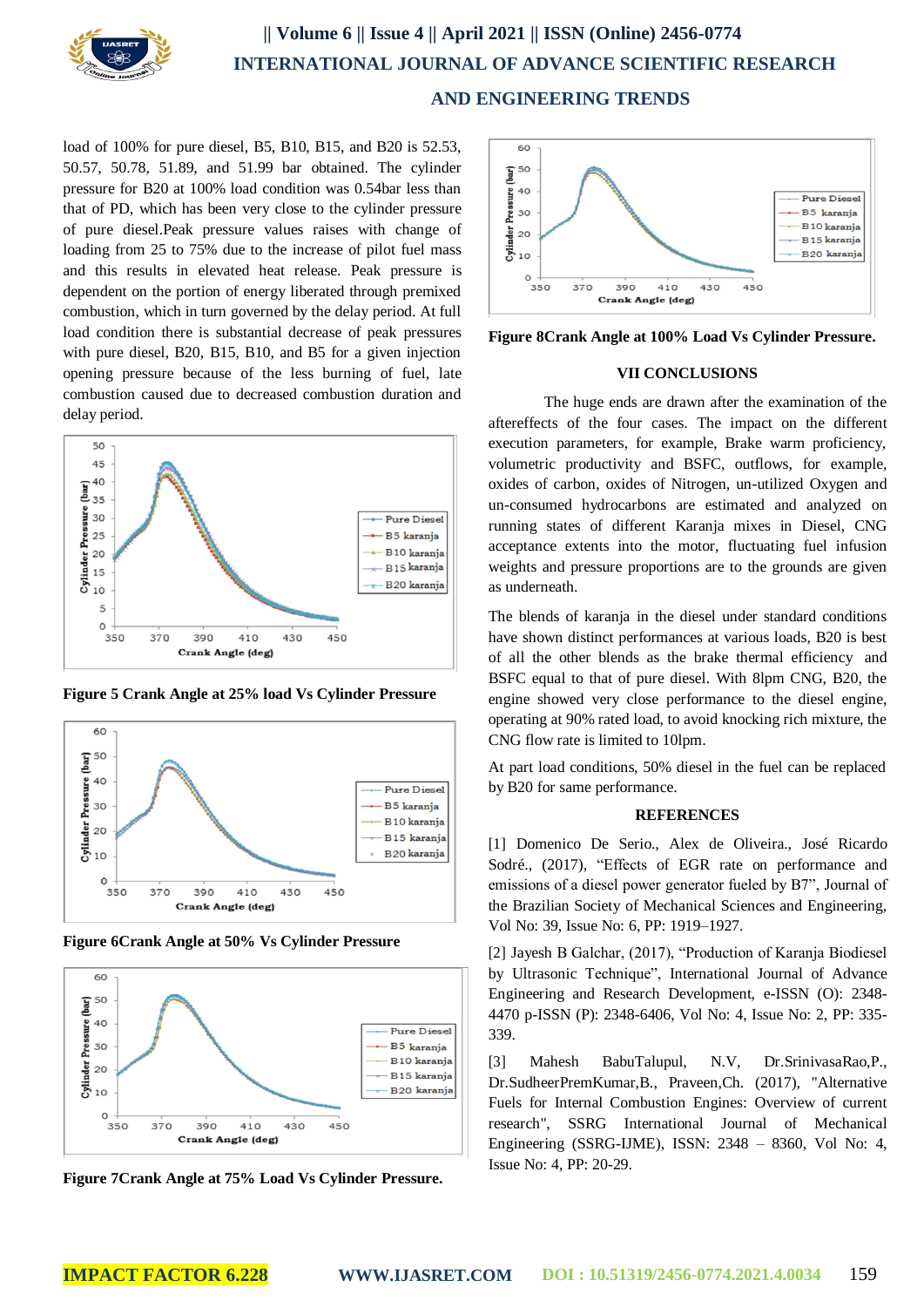load of 100% for pure diesel, B5, B10, B15, and B20 is 52.53, 50.57, 50.78, 51.89, and 51.99 bar obtained. The cylinder pressure for B20 at 100% load condition was 0.54bar less than that of PD, which has been very close to the cylinder pressure of pure diesel.Peak pressure values raises with change of loading from 25 to 75% due to the increase of pilot fuel mass and this results in elevated heat release. Peak pressure is dependent on the portion of energy liberated through premixed combustion, which in turn governed by the delay period. At full load condition there is substantial decrease of peak pressures with pure diesel, B20, B15, B10, and B5 for a given injection opening pressure because of the less burning of fuel, late combustion caused due to decreased combustion duration and delay period.

**Figure 5 Crank Angle at 25% load Vs Cylinder Pressure**

**Figure 6Crank Angle at 50% Vs Cylinder Pressure**

**Figure 7Crank Angle at 75% Load Vs Cylinder Pressure.**

**Figure 8Crank Angle at 100% Load Vs Cylinder Pressure.**

## VII CONCLUSIONS

The huge ends are drawn after the examination of the aftereffects of the four cases. The impact on the different execution parameters, for example, Brake warm proficiency, volumetric productivity and BSFC, outflows, for example, oxides of carbon, oxides of Nitrogen, un-utilized Oxygen and un-consumed hydrocarbons are estimated and analyzed on running states of different Karanja mixes in Diesel, CNG acceptance extents into the motor, fluctuating fuel infusion weights and pressure proportions are to the grounds are given as underneath.

The blends of karanja in the diesel under standard conditions have shown distinct performances at various loads, B20 is best of all the other blends as the brake thermal efficiency and BSFC equal to that of pure diesel. With 8lpm CNG, B20, the engine showed very close performance to the diesel engine, operating at 90% rated load, to avoid knocking rich mixture, the CNG flow rate is limited to 10lpm.

At part load conditions, 50% diesel in the fuel can be replaced by B20 for same performance.

## REFERENCES

[1] Domenico De Serio., Alex de Oliveira., José Ricardo Sodré., (2017), "Effects of EGR rate on performance and emissions of a diesel power generator fueled by B7", Journal of the Brazilian Society of Mechanical Sciences and Engineering, Vol No: 39, Issue No: 6, PP: 1919–1927.

[2] Jayesh B Galchar, (2017), "Production of Karanja Biodiesel by Ultrasonic Technique", International Journal of Advance Engineering and Research Development, e-ISSN (O): 2348-4470 p-ISSN (P): 2348-6406, Vol No: 4, Issue No: 2, PP: 335-339.

[3] Mahesh BabuTalupul, N.V, Dr.SrinivasaRao,P., Dr.SudheerPremKumar,B., Praveen,Ch. (2017), "Alternative Fuels for Internal Combustion Engines: Overview of current research", SSRG International Journal of Mechanical Engineering (SSRG-IJME), ISSN: 2348 – 8360, Vol No: 4, Issue No: 4, PP: 20-29.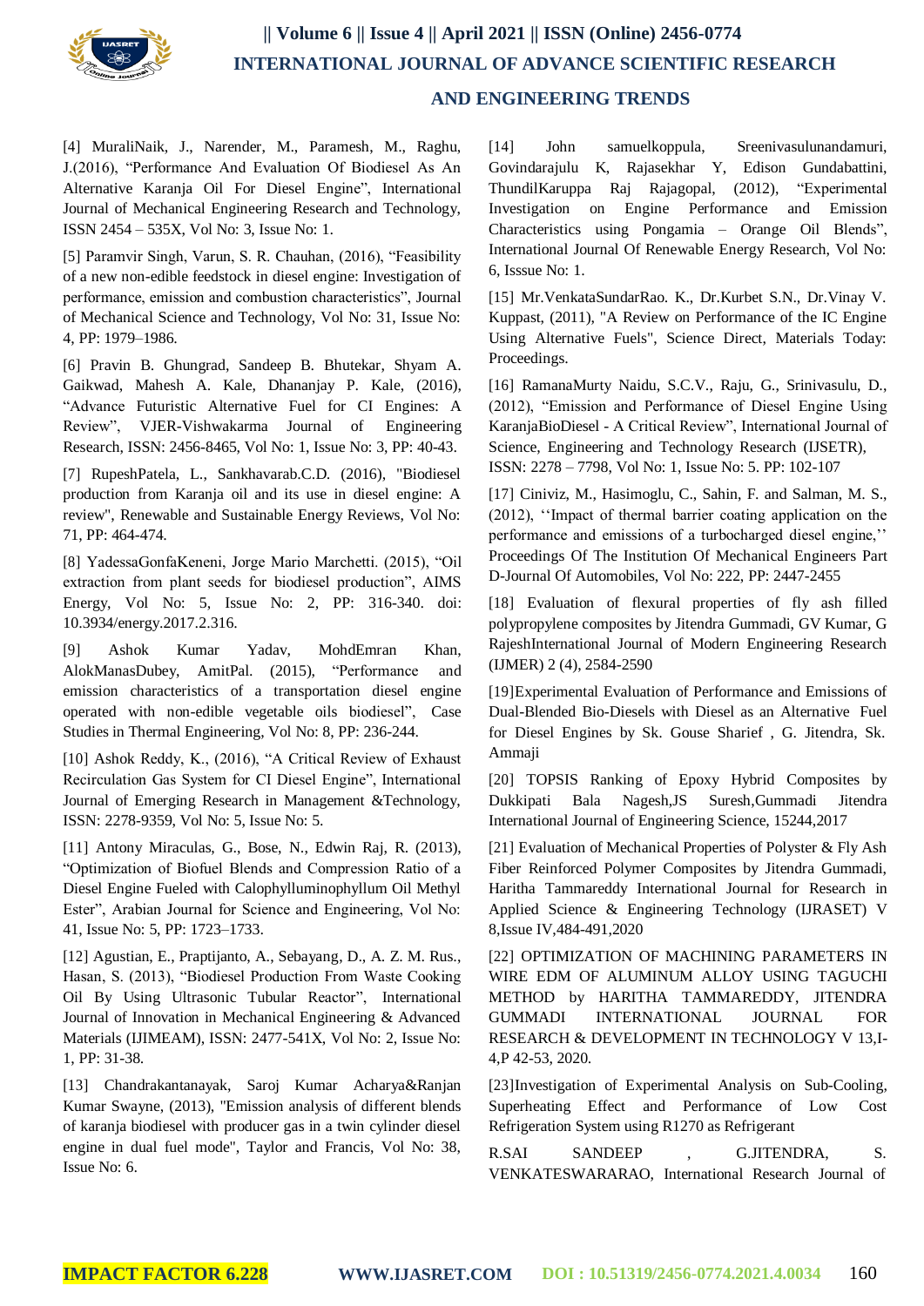[4] MuraliNaik, J., Narender, M., Paramesh, M., Raghu, J.(2016), "Performance And Evaluation Of Biodiesel As An Alternative Karanja Oil For Diesel Engine", International Journal of Mechanical Engineering Research and Technology, ISSN 2454 – 535X, Vol No: 3, Issue No: 1.

[5] Paramvir Singh, Varun, S. R. Chauhan, (2016), "Feasibility of a new non-edible feedstock in diesel engine: Investigation of performance, emission and combustion characteristics", Journal of Mechanical Science and Technology, Vol No: 31, Issue No: 4, PP: 1979–1986.

[6] Pravin B. Ghungrad, Sandeep B. Bhutekar, Shyam A. Gaikwad, Mahesh A. Kale, Dhananjay P. Kale, (2016), "Advance Futuristic Alternative Fuel for CI Engines: A Review", VJER-Vishwakarma Journal of Engineering Research, ISSN: 2456-8465, Vol No: 1, Issue No: 3, PP: 40-43.

[7] RupeshPatela, L., Sankhavarab.C.D. (2016), "Biodiesel production from Karanja oil and its use in diesel engine: A review", Renewable and Sustainable Energy Reviews, Vol No: 71, PP: 464-474.

[8] YadessaGonfaKeneni, Jorge Mario Marchetti. (2015), "Oil extraction from plant seeds for biodiesel production", AIMS Energy, Vol No: 5, Issue No: 2, PP: 316-340. doi: 10.3934/energy.2017.2.316.

[9] Ashok Kumar Yadav, MohdEmran Khan, AlokManasDubey, AmitPal. (2015), "Performance and emission characteristics of a transportation diesel engine operated with non-edible vegetable oils biodiesel", Case Studies in Thermal Engineering, Vol No: 8, PP: 236-244.

[10] Ashok Reddy, K., (2016), "A Critical Review of Exhaust Recirculation Gas System for CI Diesel Engine", International Journal of Emerging Research in Management &Technology, ISSN: 2278-9359, Vol No: 5, Issue No: 5.

[11] Antony Miraculas, G., Bose, N., Edwin Raj, R. (2013), "Optimization of Biofuel Blends and Compression Ratio of a Diesel Engine Fueled with Calophylluminophyllum Oil Methyl Ester", Arabian Journal for Science and Engineering, Vol No: 41, Issue No: 5, PP: 1723–1733.

[12] Agustian, E., Praptijanto, A., Sebayang, D., A. Z. M. Rus., Hasan, S. (2013), "Biodiesel Production From Waste Cooking Oil By Using Ultrasonic Tubular Reactor", International Journal of Innovation in Mechanical Engineering & Advanced Materials (IJIMEAM), ISSN: 2477-541X, Vol No: 2, Issue No: 1, PP: 31-38.

[13] Chandrakantanayak, Saroj Kumar Acharya&Ranjan Kumar Swayne, (2013), "Emission analysis of different blends of karanja biodiesel with producer gas in a twin cylinder diesel engine in dual fuel mode", Taylor and Francis, Vol No: 38, Issue No: 6.

[14] John samuelkoppula, Sreenivasulunandamuri, Govindarajulu K, Rajasekhar Y, Edison Gundabattini, ThundilKaruppa Raj Rajagopal, (2012), "Experimental Investigation on Engine Performance and Emission Characteristics using Pongamia – Orange Oil Blends", International Journal Of Renewable Energy Research, Vol No: 6, Isssue No: 1.

[15] Mr.VenkataSundarRao. K., Dr.Kurbet S.N., Dr.Vinay V. Kuppast, (2011), "A Review on Performance of the IC Engine Using Alternative Fuels", Science Direct, Materials Today: Proceedings.

[16] RamanaMurty Naidu, S.C.V., Raju, G., Srinivasulu, D., (2012), "Emission and Performance of Diesel Engine Using KaranjaBioDiesel - A Critical Review", International Journal of Science, Engineering and Technology Research (IJSETR), ISSN: 2278 – 7798, Vol No: 1, Issue No: 5. PP: 102-107

[17] Ciniviz, M., Hasimoglu, C., Sahin, F. and Salman, M. S., (2012), ''Impact of thermal barrier coating application on the performance and emissions of a turbocharged diesel engine,'' Proceedings Of The Institution Of Mechanical Engineers Part D-Journal Of Automobiles, Vol No: 222, PP: 2447-2455

[18] Evaluation of flexural properties of fly ash filled polypropylene composites by Jitendra Gummadi, GV Kumar, G RajeshInternational Journal of Modern Engineering Research (IJMER) 2 (4), 2584-2590

[19]Experimental Evaluation of Performance and Emissions of Dual-Blended Bio-Diesels with Diesel as an Alternative Fuel for Diesel Engines by Sk. Gouse Sharief , G. Jitendra, Sk. Ammaji

[20] TOPSIS Ranking of Epoxy Hybrid Composites by Dukkipati Bala Nagesh,JS Suresh,Gummadi Jitendra International Journal of Engineering Science, 15244,2017

[21] Evaluation of Mechanical Properties of Polyster & Fly Ash Fiber Reinforced Polymer Composites by Jitendra Gummadi, Haritha Tammareddy International Journal for Research in Applied Science & Engineering Technology (IJRASET) V 8,Issue IV,484-491,2020

[22] OPTIMIZATION OF MACHINING PARAMETERS IN WIRE EDM OF ALUMINUM ALLOY USING TAGUCHI METHOD by HARITHA TAMMAREDDY, JITENDRA GUMMADI INTERNATIONAL JOURNAL FOR RESEARCH & DEVELOPMENT IN TECHNOLOGY V 13,I-4,P 42-53, 2020.

[23]Investigation of Experimental Analysis on Sub-Cooling, Superheating Effect and Performance of Low Cost Refrigeration System using R1270 as Refrigerant

R.SAI SANDEEP , G.JITENDRA, S. VENKATESWARARAO, International Research Journal of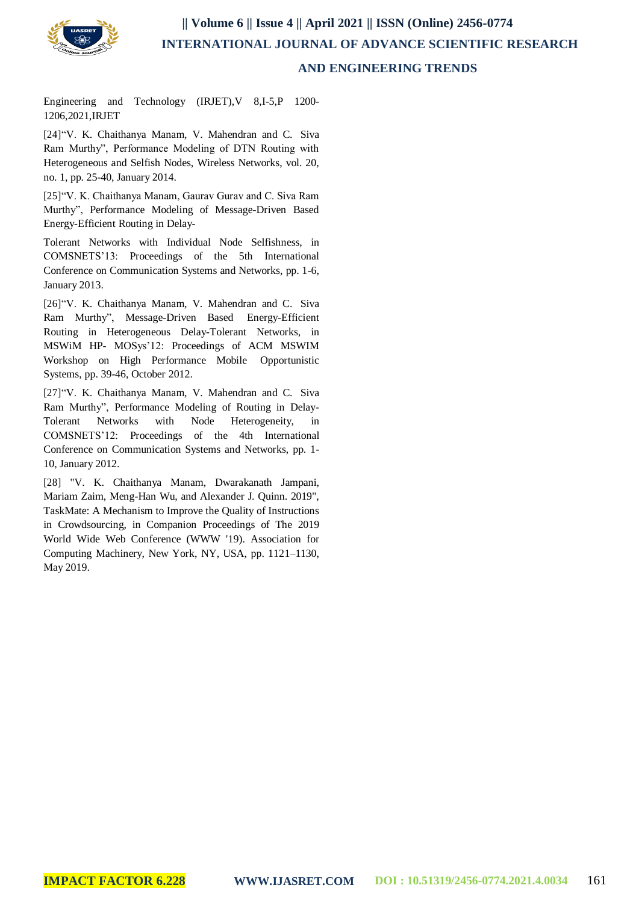Engineering and Technology (IRJET),V 8,I-5,P 1200-1206,2021,IRJET

[24]"V. K. Chaithanya Manam, V. Mahendran and C. Siva Ram Murthy", Performance Modeling of DTN Routing with Heterogeneous and Selfish Nodes, Wireless Networks, vol. 20, no. 1, pp. 25-40, January 2014.

[25]"V. K. Chaithanya Manam, Gaurav Gurav and C. Siva Ram Murthy", Performance Modeling of Message-Driven Based Energy-Efficient Routing in Delay-

Tolerant Networks with Individual Node Selfishness, in COMSNETS'13: Proceedings of the 5th International Conference on Communication Systems and Networks, pp. 1-6, January 2013.

[26]"V. K. Chaithanya Manam, V. Mahendran and C. Siva Ram Murthy", Message-Driven Based Energy-Efficient Routing in Heterogeneous Delay-Tolerant Networks, in MSWiM HP- MOSys'12: Proceedings of ACM MSWIM Workshop on High Performance Mobile Opportunistic Systems, pp. 39-46, October 2012.

[27]"V. K. Chaithanya Manam, V. Mahendran and C. Siva Ram Murthy", Performance Modeling of Routing in Delay-Tolerant Networks with Node Heterogeneity, in COMSNETS'12: Proceedings of the 4th International Conference on Communication Systems and Networks, pp. 1-10, January 2012.

[28] "V. K. Chaithanya Manam, Dwarakanath Jampani, Mariam Zaim, Meng-Han Wu, and Alexander J. Quinn. 2019", TaskMate: A Mechanism to Improve the Quality of Instructions in Crowdsourcing, in Companion Proceedings of The 2019 World Wide Web Conference (WWW '19). Association for Computing Machinery, New York, NY, USA, pp. 1121–1130, May 2019.